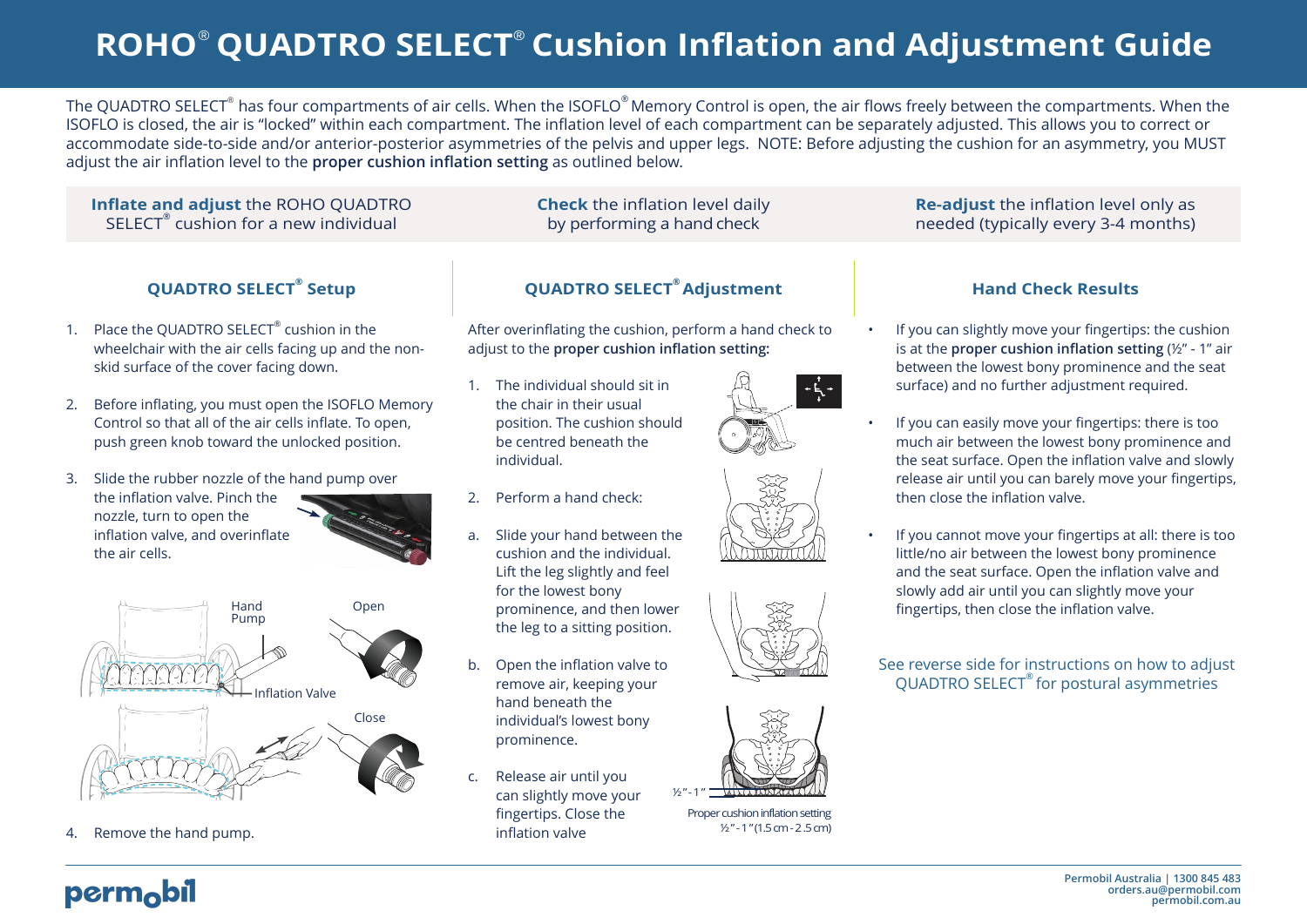# ROHO® QUADTRO SELECT® Cushion Inflation and Adjustment Guide

The QUADTRO SELECT® has four compartments of air cells. When the ISOFLO® Memory Control is open, the air flows freely between the compartments. When the ISOFLO is closed, the air is "locked" within each compartment. The inflation level of each compartment can be separately adjusted. This allows you to correct or accommodate side-to-side and/or anterior-posterior asymmetries of the pelvis and upper legs. NOTE: Before adjusting the cushion for an asymmetry, you MUST adjust the air inflation level to the **proper cushion inflation setting** as outlined below.

**Inflate and adjust** the ROHO QUADTRO SELECT® cushion for a new individual

**Check** the inflation level daily by performing a hand check

**Re-adjust** the inflation level only as needed (typically every 3-4 months)

## QUADTRO SELECT® Setup

1. Place the QUADTRO SELECT® cushion in the wheelchair with the air cells facing up and the non-skid surface of the cover facing down.
2. Before inflating, you must open the ISOFLO Memory Control so that all of the air cells inflate. To open, push green knob toward the unlocked position.
3. Slide the rubber nozzle of the hand pump over the inflation valve. Pinch the nozzle, turn to open the inflation valve, and overinflate the air cells.

Hand Pump

Inflation Valve

Open

Close

4. Remove the hand pump.

## QUADTRO SELECT® Adjustment

After overinflating the cushion, perform a hand check to adjust to the **proper cushion inflation setting:**

1. The individual should sit in the chair in their usual position. The cushion should be centred beneath the individual.
2. Perform a hand check:

a. Slide your hand between the cushion and the individual. Lift the leg slightly and feel for the lowest bony prominence, and then lower the leg to a sitting position.

b. Open the inflation valve to remove air, keeping your hand beneath the individual's lowest bony prominence.

c. Release air until you can slightly move your fingertips. Close the inflation valve

½" - 1"

Proper cushion inflation setting ½" - 1" (1.5 cm - 2.5 cm)

## Hand Check Results

- If you can slightly move your fingertips: the cushion is at the **proper cushion inflation setting** (½" - 1" air between the lowest bony prominence and the seat surface) and no further adjustment required.
- If you can easily move your fingertips: there is too much air between the lowest bony prominence and the seat surface. Open the inflation valve and slowly release air until you can barely move your fingertips, then close the inflation valve.
- If you cannot move your fingertips at all: there is too little/no air between the lowest bony prominence and the seat surface. Open the inflation valve and slowly add air until you can slightly move your fingertips, then close the inflation valve.

See reverse side for instructions on how to adjust QUADTRO SELECT® for postural asymmetries

permobil

Permobil Australia | 1300 845 483
orders.au@permobil.com
permobil.com.au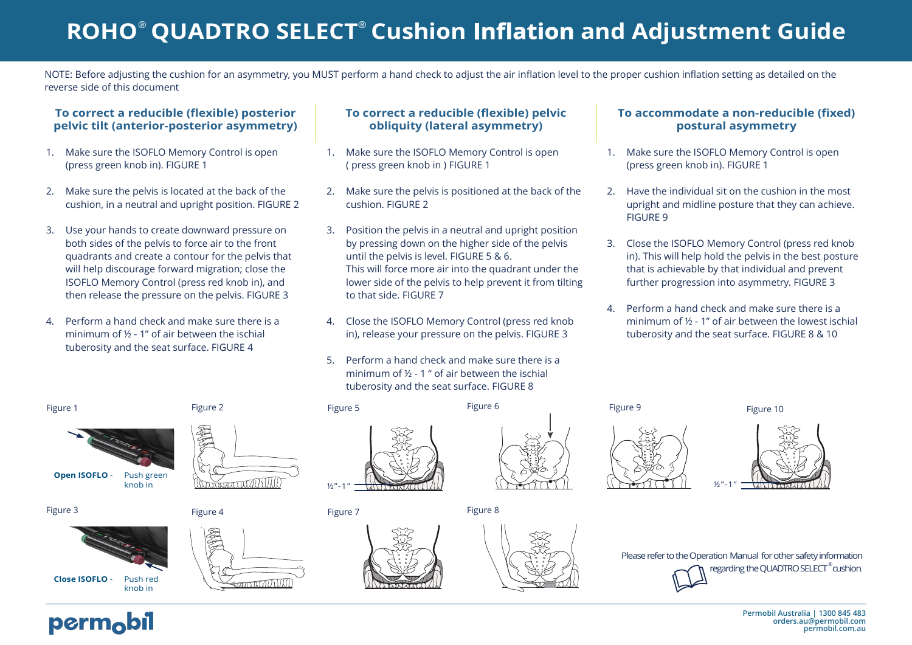# ROHO® QUADTRO SELECT® Cushion Inflation and Adjustment Guide

NOTE: Before adjusting the cushion for an asymmetry, you MUST perform a hand check to adjust the air inflation level to the proper cushion inflation setting as detailed on the reverse side of this document

### To correct a reducible (flexible) posterior pelvic tilt (anterior-posterior asymmetry)

1. Make sure the ISOFLO Memory Control is open (press green knob in). FIGURE 1
2. Make sure the pelvis is located at the back of the cushion, in a neutral and upright position. FIGURE 2
3. Use your hands to create downward pressure on both sides of the pelvis to force air to the front quadrants and create a contour for the pelvis that will help discourage forward migration; close the ISOFLO Memory Control (press red knob in), and then release the pressure on the pelvis. FIGURE 3
4. Perform a hand check and make sure there is a minimum of ½ - 1" of air between the ischial tuberosity and the seat surface. FIGURE 4

### To correct a reducible (flexible) pelvic obliquity (lateral asymmetry)

1. Make sure the ISOFLO Memory Control is open ( press green knob in ) FIGURE 1
2. Make sure the pelvis is positioned at the back of the cushion. FIGURE 2
3. Position the pelvis in a neutral and upright position by pressing down on the higher side of the pelvis until the pelvis is level. FIGURE 5 & 6.
   This will force more air into the quadrant under the lower side of the pelvis to help prevent it from tilting to that side. FIGURE 7
4. Close the ISOFLO Memory Control (press red knob in), release your pressure on the pelvis. FIGURE 3
5. Perform a hand check and make sure there is a minimum of ½ - 1 " of air between the ischial tuberosity and the seat surface. FIGURE 8

### To accommodate a non-reducible (fixed) postural asymmetry

1. Make sure the ISOFLO Memory Control is open (press green knob in). FIGURE 1
2. Have the individual sit on the cushion in the most upright and midline posture that they can achieve. FIGURE 9
3. Close the ISOFLO Memory Control (press red knob in). This will help hold the pelvis in the best posture that is achievable by that individual and prevent further progression into asymmetry. FIGURE 3
4. Perform a hand check and make sure there is a minimum of ½ - 1" of air between the lowest ischial tuberosity and the seat surface. FIGURE 8 & 10

Figure 1

**Open ISOFLO** - Push green knob in

Figure 2

Figure 3

**Close ISOFLO** - Push red knob in

Figure 4

Figure 5

½"-1"

Figure 6

Figure 7

Figure 8

Figure 9

Figure 10

½"-1"

Please refer to the Operation Manual for other safety information regarding the QUADTRO SELECT® cushion.

permobil

Permobil Australia | 1300 845 483
orders.au@permobil.com
permobil.com.au